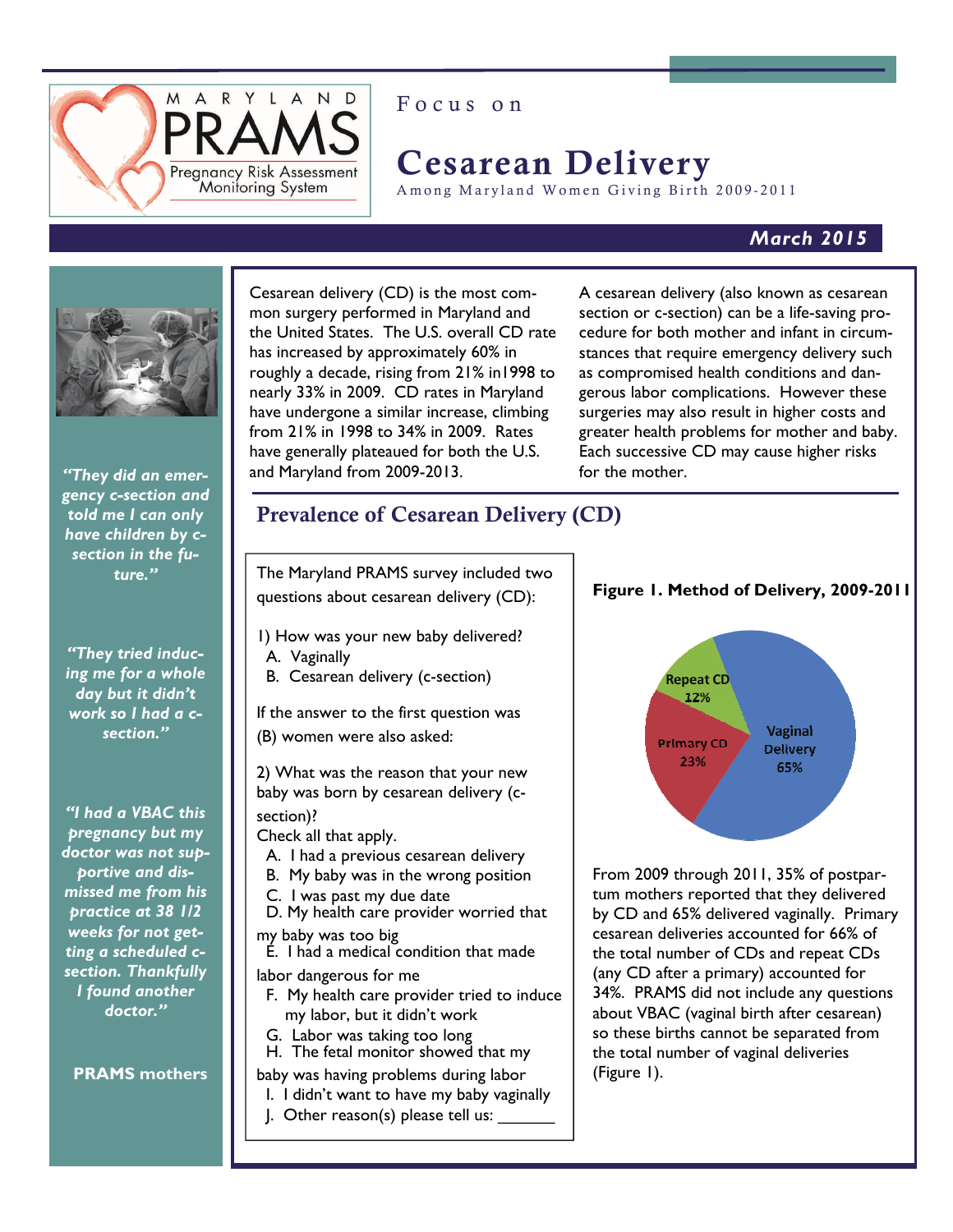# Focus on Cesarean Delivery

Among Maryland Women Giving Birth 2009-2011

**March 2015**

Cesarean delivery (CD) is the most common surgery performed in Maryland and the United States. The U.S. overall CD rate has increased by approximately 60% in roughly a decade, rising from 21% in1998 to nearly 33% in 2009. CD rates in Maryland have undergone a similar increase, climbing from 21% in 1998 to 34% in 2009. Rates have generally plateaued for both the U.S. and Maryland from 2009-2013.

A cesarean delivery (also known as cesarean section or c-section) can be a life-saving procedure for both mother and infant in circumstances that require emergency delivery such as compromised health conditions and dangerous labor complications. However these surgeries may also result in higher costs and greater health problems for mother and baby. Each successive CD may cause higher risks for the mother.

*"They did an emergency c-section and told me I can only have children by c-section in the future."*

*"They tried inducing me for a whole day but it didn't work so I had a c-section."*

*"I had a VBAC this pregnancy but my doctor was not supportive and dismissed me from his practice at 38 1/2 weeks for not getting a scheduled c-section. Thankfully I found another doctor."*

**PRAMS mothers**

## Prevalence of Cesarean Delivery (CD)

The Maryland PRAMS survey included two questions about cesarean delivery (CD):

1) How was your new baby delivered?
   A. Vaginally
   B. Cesarean delivery (c-section)

If the answer to the first question was (B) women were also asked:

2) What was the reason that your new baby was born by cesarean delivery (c-section)?
Check all that apply.
   A. I had a previous cesarean delivery
   B. My baby was in the wrong position
   C. I was past my due date
   D. My health care provider worried that my baby was too big
   E. I had a medical condition that made labor dangerous for me
   F. My health care provider tried to induce my labor, but it didn't work
   G. Labor was taking too long
   H. The fetal monitor showed that my baby was having problems during labor
   I. I didn't want to have my baby vaginally
   J. Other reason(s) please tell us: ______

**Figure 1. Method of Delivery, 2009-2011**

Vaginal Delivery 65%; Primary CD 23%; Repeat CD 12%

From 2009 through 2011, 35% of postpartum mothers reported that they delivered by CD and 65% delivered vaginally. Primary cesarean deliveries accounted for 66% of the total number of CDs and repeat CDs (any CD after a primary) accounted for 34%. PRAMS did not include any questions about VBAC (vaginal birth after cesarean) so these births cannot be separated from the total number of vaginal deliveries (Figure 1).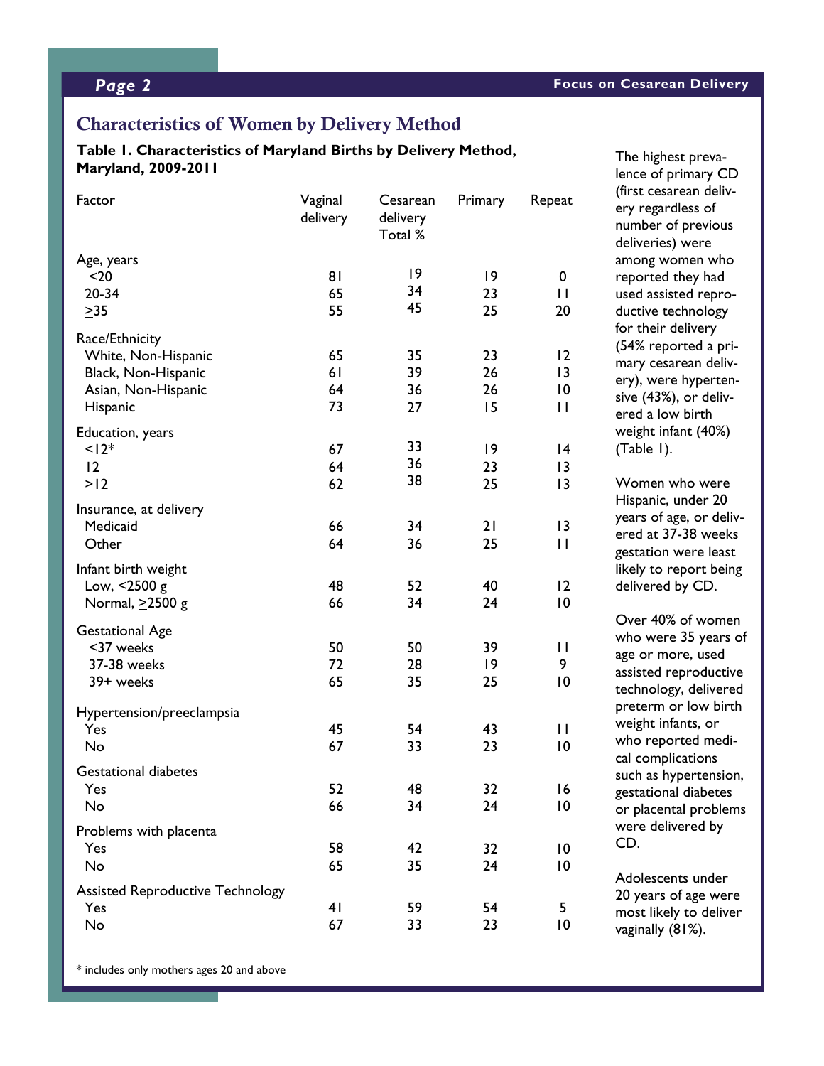## Characteristics of Women by Delivery Method

**Table 1. Characteristics of Maryland Births by Delivery Method, Maryland, 2009-2011**

| Factor | Vaginal delivery | Cesarean delivery Total % | Primary | Repeat |
|---|---|---|---|---|
| **Age, years** | | | | |
| <20 | 81 | 19 | 19 | 0 |
| 20-34 | 65 | 34 | 23 | 11 |
| ≥35 | 55 | 45 | 25 | 20 |
| **Race/Ethnicity** | | | | |
| White, Non-Hispanic | 65 | 35 | 23 | 12 |
| Black, Non-Hispanic | 61 | 39 | 26 | 13 |
| Asian, Non-Hispanic | 64 | 36 | 26 | 10 |
| Hispanic | 73 | 27 | 15 | 11 |
| **Education, years** | | | | |
| <12* | 67 | 33 | 19 | 14 |
| 12 | 64 | 36 | 23 | 13 |
| >12 | 62 | 38 | 25 | 13 |
| **Insurance, at delivery** | | | | |
| Medicaid | 66 | 34 | 21 | 13 |
| Other | 64 | 36 | 25 | 11 |
| **Infant birth weight** | | | | |
| Low, <2500 g | 48 | 52 | 40 | 12 |
| Normal, ≥2500 g | 66 | 34 | 24 | 10 |
| **Gestational Age** | | | | |
| <37 weeks | 50 | 50 | 39 | 11 |
| 37-38 weeks | 72 | 28 | 19 | 9 |
| 39+ weeks | 65 | 35 | 25 | 10 |
| **Hypertension/preeclampsia** | | | | |
| Yes | 45 | 54 | 43 | 11 |
| No | 67 | 33 | 23 | 10 |
| **Gestational diabetes** | | | | |
| Yes | 52 | 48 | 32 | 16 |
| No | 66 | 34 | 24 | 10 |
| **Problems with placenta** | | | | |
| Yes | 58 | 42 | 32 | 10 |
| No | 65 | 35 | 24 | 10 |
| **Assisted Reproductive Technology** | | | | |
| Yes | 41 | 59 | 54 | 5 |
| No | 67 | 33 | 23 | 10 |

\* includes only mothers ages 20 and above

The highest prevalence of primary CD (first cesarean delivery regardless of number of previous deliveries) were among women who reported they had used assisted reproductive technology for their delivery (54% reported a primary cesarean delivery), were hypertensive (43%), or delivered a low birth weight infant (40%) (Table 1).

Women who were Hispanic, under 20 years of age, or delivered at 37-38 weeks gestation were least likely to report being delivered by CD.

Over 40% of women who were 35 years of age or more, used assisted reproductive technology, delivered preterm or low birth weight infants, or who reported medical complications such as hypertension, gestational diabetes or placental problems were delivered by CD.

Adolescents under 20 years of age were most likely to deliver vaginally (81%).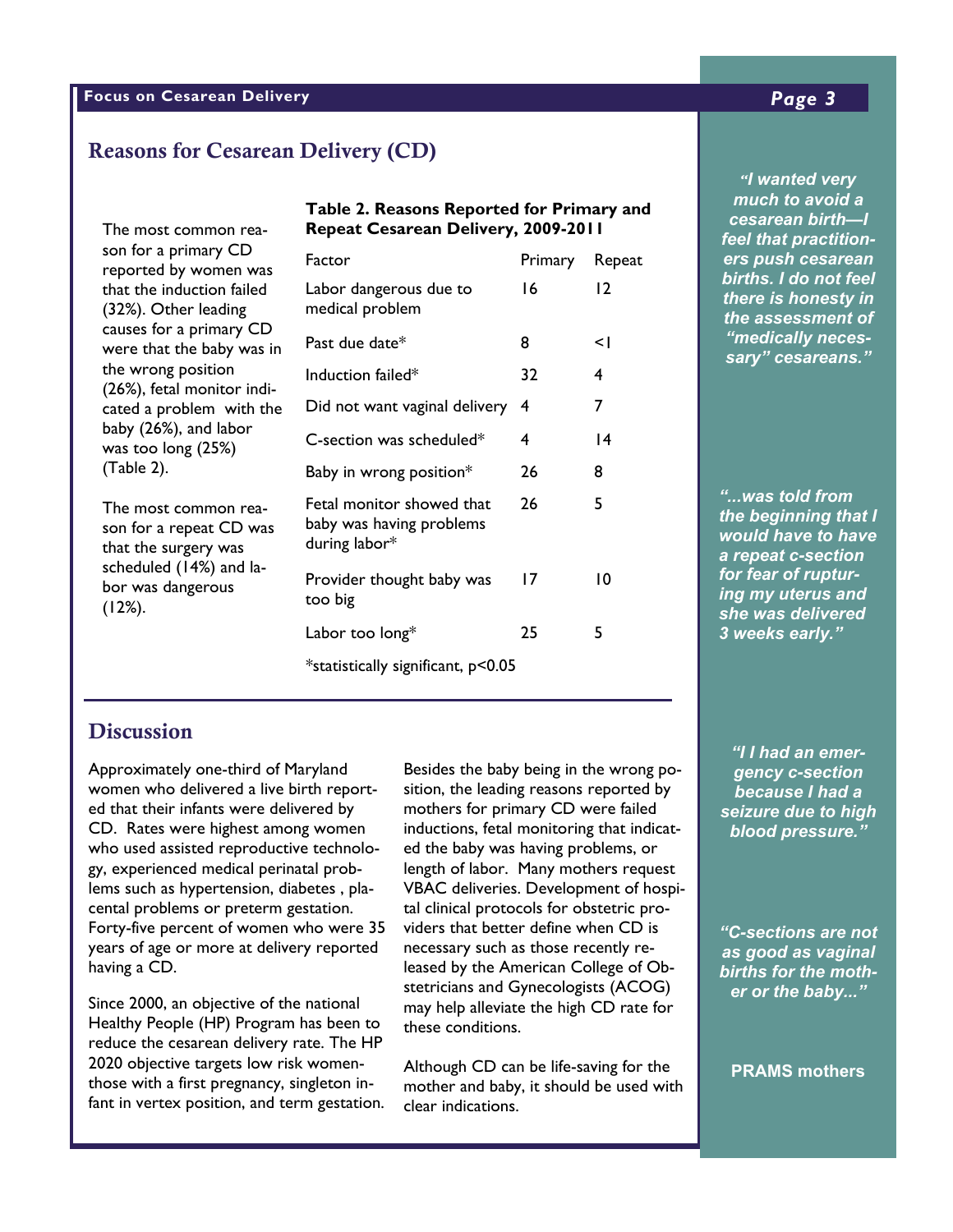## Reasons for Cesarean Delivery (CD)

The most common reason for a primary CD reported by women was that the induction failed (32%). Other leading causes for a primary CD were that the baby was in the wrong position (26%), fetal monitor indicated a problem with the baby (26%), and labor was too long (25%) (Table 2).

The most common reason for a repeat CD was that the surgery was scheduled (14%) and labor was dangerous (12%).

**Table 2. Reasons Reported for Primary and Repeat Cesarean Delivery, 2009-2011**

| Factor | Primary | Repeat |
|---|---|---|
| Labor dangerous due to medical problem | 16 | 12 |
| Past due date* | 8 | <1 |
| Induction failed* | 32 | 4 |
| Did not want vaginal delivery | 4 | 7 |
| C-section was scheduled* | 4 | 14 |
| Baby in wrong position* | 26 | 8 |
| Fetal monitor showed that baby was having problems during labor* | 26 | 5 |
| Provider thought baby was too big | 17 | 10 |
| Labor too long* | 25 | 5 |

*statistically significant, $p<0.05$

## Discussion

Approximately one-third of Maryland women who delivered a live birth reported that their infants were delivered by CD. Rates were highest among women who used assisted reproductive technology, experienced medical perinatal problems such as hypertension, diabetes , placental problems or preterm gestation. Forty-five percent of women who were 35 years of age or more at delivery reported having a CD.

Since 2000, an objective of the national Healthy People (HP) Program has been to reduce the cesarean delivery rate. The HP 2020 objective targets low risk women-those with a first pregnancy, singleton infant in vertex position, and term gestation.

Besides the baby being in the wrong position, the leading reasons reported by mothers for primary CD were failed inductions, fetal monitoring that indicated the baby was having problems, or length of labor. Many mothers request VBAC deliveries. Development of hospital clinical protocols for obstetric providers that better define when CD is necessary such as those recently released by the American College of Obstetricians and Gynecologists (ACOG) may help alleviate the high CD rate for these conditions.

Although CD can be life-saving for the mother and baby, it should be used with clear indications.

*"I wanted very much to avoid a cesarean birth—I feel that practitioners push cesarean births. I do not feel there is honesty in the assessment of "medically necessary" cesareans."*

*"...was told from the beginning that I would have to have a repeat c-section for fear of rupturing my uterus and she was delivered 3 weeks early."*

*"I I had an emergency c-section because I had a seizure due to high blood pressure."*

*"C-sections are not as good as vaginal births for the mother or the baby..."*

**PRAMS mothers**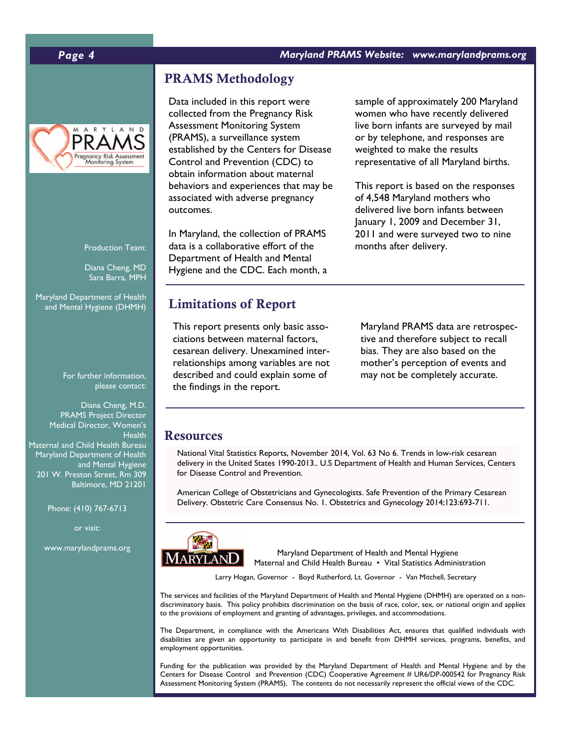## PRAMS Methodology

Data included in this report were collected from the Pregnancy Risk Assessment Monitoring System (PRAMS), a surveillance system established by the Centers for Disease Control and Prevention (CDC) to obtain information about maternal behaviors and experiences that may be associated with adverse pregnancy outcomes.

In Maryland, the collection of PRAMS data is a collaborative effort of the Department of Health and Mental Hygiene and the CDC. Each month, a sample of approximately 200 Maryland women who have recently delivered live born infants are surveyed by mail or by telephone, and responses are weighted to make the results representative of all Maryland births.

This report is based on the responses of 4,548 Maryland mothers who delivered live born infants between January 1, 2009 and December 31, 2011 and were surveyed two to nine months after delivery.

## Limitations of Report

This report presents only basic associations between maternal factors, cesarean delivery. Unexamined interrelationships among variables are not described and could explain some of the findings in the report.

Maryland PRAMS data are retrospective and therefore subject to recall bias. They are also based on the mother's perception of events and may not be completely accurate.

## Resources

National Vital Statistics Reports, November 2014, Vol. 63 No 6. Trends in low-risk cesarean delivery in the United States 1990-2013.. U.S Department of Health and Human Services, Centers for Disease Control and Prevention.

American College of Obstetricians and Gynecologists. Safe Prevention of the Primary Cesarean Delivery. Obstetric Care Consensus No. 1. Obstetrics and Gynecology 2014;123:693-711.

Production Team:

Diana Cheng, MD
Sara Barra, MPH

Maryland Department of Health and Mental Hygiene (DHMH)

For further information, please contact:

Diana Cheng, M.D.
PRAMS Project Director
Medical Director, Women's Health
Maternal and Child Health Bureau
Maryland Department of Health and Mental Hygiene
201 W. Preston Street, Rm 309
Baltimore, MD 21201

Phone: (410) 767-6713

or visit:

www.marylandprams.org

Maryland Department of Health and Mental Hygiene
Maternal and Child Health Bureau • Vital Statistics Administration

Larry Hogan, Governor - Boyd Rutherford, Lt. Governor - Van Mitchell, Secretary

The services and facilities of the Maryland Department of Health and Mental Hygiene (DHMH) are operated on a non-discriminatory basis. This policy prohibits discrimination on the basis of race, color, sex, or national origin and applies to the provisions of employment and granting of advantages, privileges, and accommodations.

The Department, in compliance with the Americans With Disabilities Act, ensures that qualified individuals with disabilities are given an opportunity to participate in and benefit from DHMH services, programs, benefits, and employment opportunities.

Funding for the publication was provided by the Maryland Department of Health and Mental Hygiene and by the Centers for Disease Control and Prevention (CDC) Cooperative Agreement # UR6/DP-000542 for Pregnancy Risk Assessment Monitoring System (PRAMS). The contents do not necessarily represent the official views of the CDC.